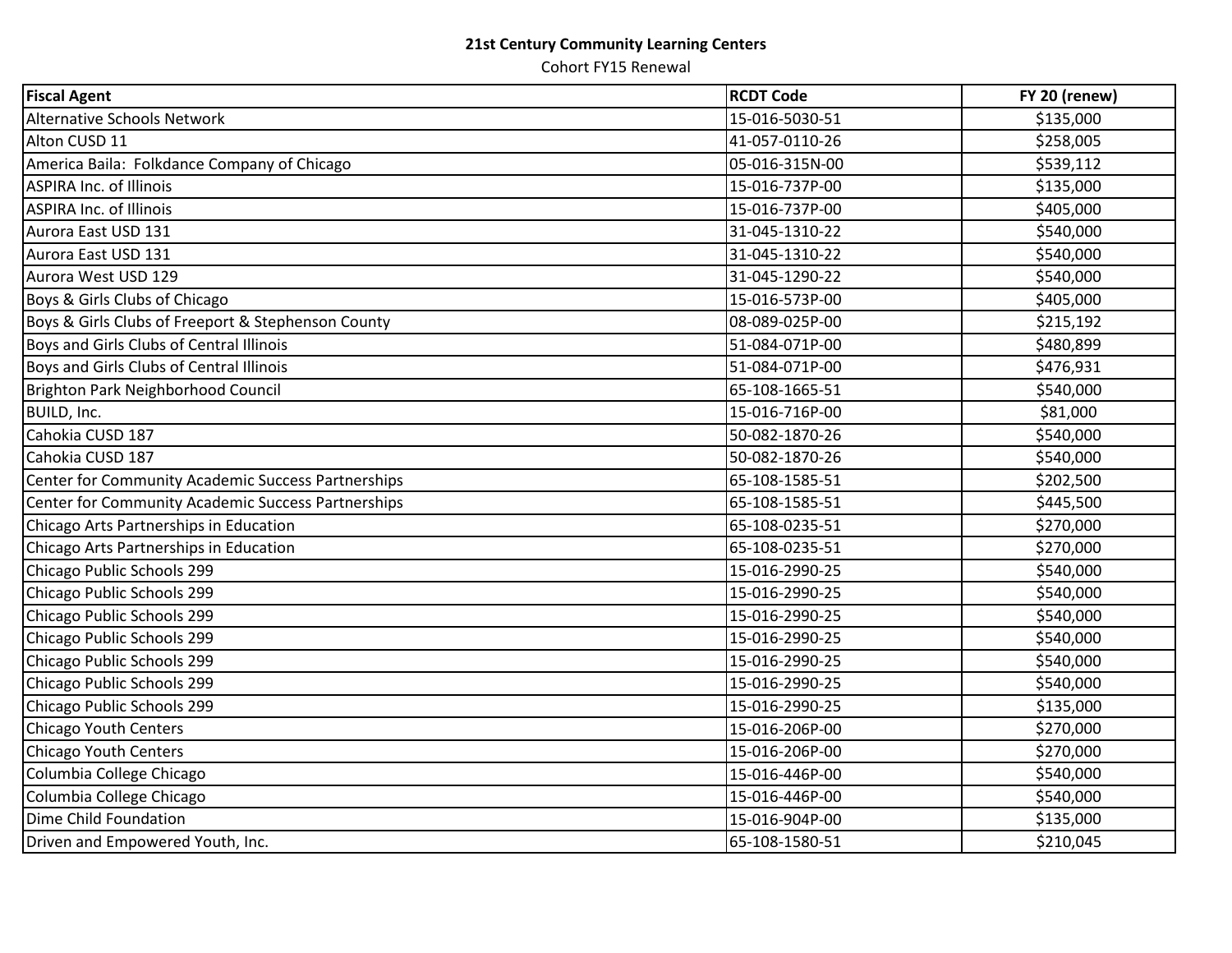**21st Century Community Learning Centers**

Cohort FY15 Renewal

| Fiscal Agent | RCDT Code | FY 20 (renew) |
|---|---|---|
| Alternative Schools Network | 15-016-5030-51 | $135,000 |
| Alton CUSD 11 | 41-057-0110-26 | $258,005 |
| America Baila:  Folkdance Company of Chicago | 05-016-315N-00 | $539,112 |
| ASPIRA Inc. of Illinois | 15-016-737P-00 | $135,000 |
| ASPIRA Inc. of Illinois | 15-016-737P-00 | $405,000 |
| Aurora East USD 131 | 31-045-1310-22 | $540,000 |
| Aurora East USD 131 | 31-045-1310-22 | $540,000 |
| Aurora West USD 129 | 31-045-1290-22 | $540,000 |
| Boys & Girls Clubs of Chicago | 15-016-573P-00 | $405,000 |
| Boys & Girls Clubs of Freeport & Stephenson County | 08-089-025P-00 | $215,192 |
| Boys and Girls Clubs of Central Illinois | 51-084-071P-00 | $480,899 |
| Boys and Girls Clubs of Central Illinois | 51-084-071P-00 | $476,931 |
| Brighton Park Neighborhood Council | 65-108-1665-51 | $540,000 |
| BUILD, Inc. | 15-016-716P-00 | $81,000 |
| Cahokia CUSD 187 | 50-082-1870-26 | $540,000 |
| Cahokia CUSD 187 | 50-082-1870-26 | $540,000 |
| Center for Community Academic Success Partnerships | 65-108-1585-51 | $202,500 |
| Center for Community Academic Success Partnerships | 65-108-1585-51 | $445,500 |
| Chicago Arts Partnerships in Education | 65-108-0235-51 | $270,000 |
| Chicago Arts Partnerships in Education | 65-108-0235-51 | $270,000 |
| Chicago Public Schools 299 | 15-016-2990-25 | $540,000 |
| Chicago Public Schools 299 | 15-016-2990-25 | $540,000 |
| Chicago Public Schools 299 | 15-016-2990-25 | $540,000 |
| Chicago Public Schools 299 | 15-016-2990-25 | $540,000 |
| Chicago Public Schools 299 | 15-016-2990-25 | $540,000 |
| Chicago Public Schools 299 | 15-016-2990-25 | $540,000 |
| Chicago Public Schools 299 | 15-016-2990-25 | $135,000 |
| Chicago Youth Centers | 15-016-206P-00 | $270,000 |
| Chicago Youth Centers | 15-016-206P-00 | $270,000 |
| Columbia College Chicago | 15-016-446P-00 | $540,000 |
| Columbia College Chicago | 15-016-446P-00 | $540,000 |
| Dime Child Foundation | 15-016-904P-00 | $135,000 |
| Driven and Empowered Youth, Inc. | 65-108-1580-51 | $210,045 |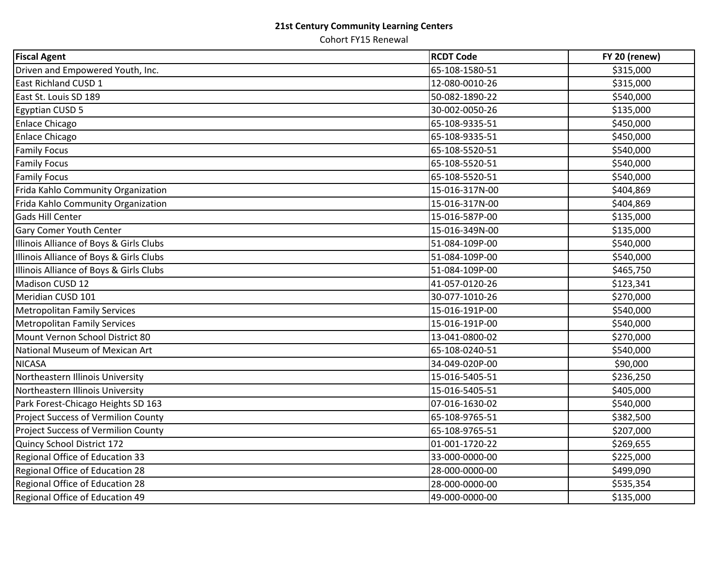**21st Century Community Learning Centers**

Cohort FY15 Renewal

| Fiscal Agent | RCDT Code | FY 20 (renew) |
|---|---|---|
| Driven and Empowered Youth, Inc. | 65-108-1580-51 | $315,000 |
| East Richland CUSD 1 | 12-080-0010-26 | $315,000 |
| East St. Louis SD 189 | 50-082-1890-22 | $540,000 |
| Egyptian CUSD 5 | 30-002-0050-26 | $135,000 |
| Enlace Chicago | 65-108-9335-51 | $450,000 |
| Enlace Chicago | 65-108-9335-51 | $450,000 |
| Family Focus | 65-108-5520-51 | $540,000 |
| Family Focus | 65-108-5520-51 | $540,000 |
| Family Focus | 65-108-5520-51 | $540,000 |
| Frida Kahlo Community Organization | 15-016-317N-00 | $404,869 |
| Frida Kahlo Community Organization | 15-016-317N-00 | $404,869 |
| Gads Hill Center | 15-016-587P-00 | $135,000 |
| Gary Comer Youth Center | 15-016-349N-00 | $135,000 |
| Illinois Alliance of Boys & Girls Clubs | 51-084-109P-00 | $540,000 |
| Illinois Alliance of Boys & Girls Clubs | 51-084-109P-00 | $540,000 |
| Illinois Alliance of Boys & Girls Clubs | 51-084-109P-00 | $465,750 |
| Madison CUSD 12 | 41-057-0120-26 | $123,341 |
| Meridian CUSD 101 | 30-077-1010-26 | $270,000 |
| Metropolitan Family Services | 15-016-191P-00 | $540,000 |
| Metropolitan Family Services | 15-016-191P-00 | $540,000 |
| Mount Vernon School District 80 | 13-041-0800-02 | $270,000 |
| National Museum of Mexican Art | 65-108-0240-51 | $540,000 |
| NICASA | 34-049-020P-00 | $90,000 |
| Northeastern Illinois University | 15-016-5405-51 | $236,250 |
| Northeastern Illinois University | 15-016-5405-51 | $405,000 |
| Park Forest-Chicago Heights SD 163 | 07-016-1630-02 | $540,000 |
| Project Success of Vermilion County | 65-108-9765-51 | $382,500 |
| Project Success of Vermilion County | 65-108-9765-51 | $207,000 |
| Quincy School District 172 | 01-001-1720-22 | $269,655 |
| Regional Office of Education 33 | 33-000-0000-00 | $225,000 |
| Regional Office of Education 28 | 28-000-0000-00 | $499,090 |
| Regional Office of Education 28 | 28-000-0000-00 | $535,354 |
| Regional Office of Education 49 | 49-000-0000-00 | $135,000 |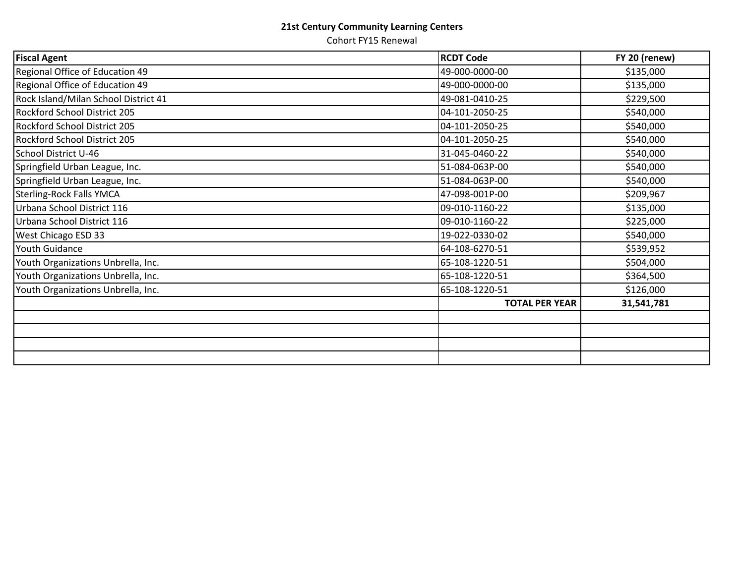**21st Century Community Learning Centers**

Cohort FY15 Renewal

| Fiscal Agent | RCDT Code | FY 20 (renew) |
|---|---|---|
| Regional Office of Education 49 | 49-000-0000-00 | $135,000 |
| Regional Office of Education 49 | 49-000-0000-00 | $135,000 |
| Rock Island/Milan School District 41 | 49-081-0410-25 | $229,500 |
| Rockford School District 205 | 04-101-2050-25 | $540,000 |
| Rockford School District 205 | 04-101-2050-25 | $540,000 |
| Rockford School District 205 | 04-101-2050-25 | $540,000 |
| School District U-46 | 31-045-0460-22 | $540,000 |
| Springfield Urban League, Inc. | 51-084-063P-00 | $540,000 |
| Springfield Urban League, Inc. | 51-084-063P-00 | $540,000 |
| Sterling-Rock Falls YMCA | 47-098-001P-00 | $209,967 |
| Urbana School District 116 | 09-010-1160-22 | $135,000 |
| Urbana School District 116 | 09-010-1160-22 | $225,000 |
| West Chicago ESD 33 | 19-022-0330-02 | $540,000 |
| Youth Guidance | 64-108-6270-51 | $539,952 |
| Youth Organizations Unbrella, Inc. | 65-108-1220-51 | $504,000 |
| Youth Organizations Unbrella, Inc. | 65-108-1220-51 | $364,500 |
| Youth Organizations Unbrella, Inc. | 65-108-1220-51 | $126,000 |
| | **TOTAL PER YEAR** | **31,541,781** |
| | | |
| | | |
| | | |
| | | |